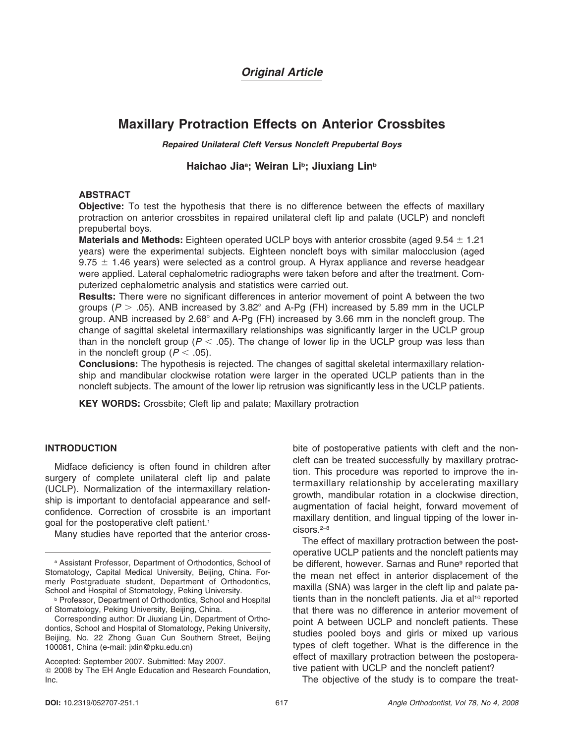*Original Article*

# Maxillary Protraction Effects on Anterior Crossbites

***Repaired Unilateral Cleft Versus Noncleft Prepubertal Boys***

**Haichao Jia[a]; Weiran Li[b]; Jiuxiang Lin[b]**

## ABSTRACT

**Objective:** To test the hypothesis that there is no difference between the effects of maxillary protraction on anterior crossbites in repaired unilateral cleft lip and palate (UCLP) and noncleft prepubertal boys.

**Materials and Methods:** Eighteen operated UCLP boys with anterior crossbite (aged $9.54 \pm 1.21$ years) were the experimental subjects. Eighteen noncleft boys with similar malocclusion (aged $9.75 \pm 1.46$ years) were selected as a control group. A Hyrax appliance and reverse headgear were applied. Lateral cephalometric radiographs were taken before and after the treatment. Computerized cephalometric analysis and statistics were carried out.

**Results:** There were no significant differences in anterior movement of point A between the two groups ($P > .05$). ANB increased by 3.82° and A-Pg (FH) increased by 5.89 mm in the UCLP group. ANB increased by 2.68° and A-Pg (FH) increased by 3.66 mm in the noncleft group. The change of sagittal skeletal intermaxillary relationships was significantly larger in the UCLP group than in the noncleft group ($P < .05$). The change of lower lip in the UCLP group was less than in the noncleft group ($P < .05$).

**Conclusions:** The hypothesis is rejected. The changes of sagittal skeletal intermaxillary relationship and mandibular clockwise rotation were larger in the operated UCLP patients than in the noncleft subjects. The amount of the lower lip retrusion was significantly less in the UCLP patients.

**KEY WORDS:** Crossbite; Cleft lip and palate; Maxillary protraction

## INTRODUCTION

Midface deficiency is often found in children after surgery of complete unilateral cleft lip and palate (UCLP). Normalization of the intermaxillary relationship is important to dentofacial appearance and self-confidence. Correction of crossbite is an important goal for the postoperative cleft patient.[1]

Many studies have reported that the anterior crossbite of postoperative patients with cleft and the noncleft can be treated successfully by maxillary protraction. This procedure was reported to improve the intermaxillary relationship by accelerating maxillary growth, mandibular rotation in a clockwise direction, augmentation of facial height, forward movement of maxillary dentition, and lingual tipping of the lower incisors.[2–8]

The effect of maxillary protraction between the postoperative UCLP patients and the noncleft patients may be different, however. Sarnas and Rune[9] reported that the mean net effect in anterior displacement of the maxilla (SNA) was larger in the cleft lip and palate patients than in the noncleft patients. Jia et al[10] reported that there was no difference in anterior movement of point A between UCLP and noncleft patients. These studies pooled boys and girls or mixed up various types of cleft together. What is the difference in the effect of maxillary protraction between the postoperative patient with UCLP and the noncleft patient?

The objective of the study is to compare the treat-

---

[a] Assistant Professor, Department of Orthodontics, School of Stomatology, Capital Medical University, Beijing, China. Formerly Postgraduate student, Department of Orthodontics, School and Hospital of Stomatology, Peking University.

[b] Professor, Department of Orthodontics, School and Hospital of Stomatology, Peking University, Beijing, China.

Corresponding author: Dr Jiuxiang Lin, Department of Orthodontics, School and Hospital of Stomatology, Peking University, Beijing, No. 22 Zhong Guan Cun Southern Street, Beijing 100081, China (e-mail: jxlin@pku.edu.cn)

Accepted: September 2007. Submitted: May 2007.

© 2008 by The EH Angle Education and Research Foundation, Inc.

**DOI:** 10.2319/052707-251.1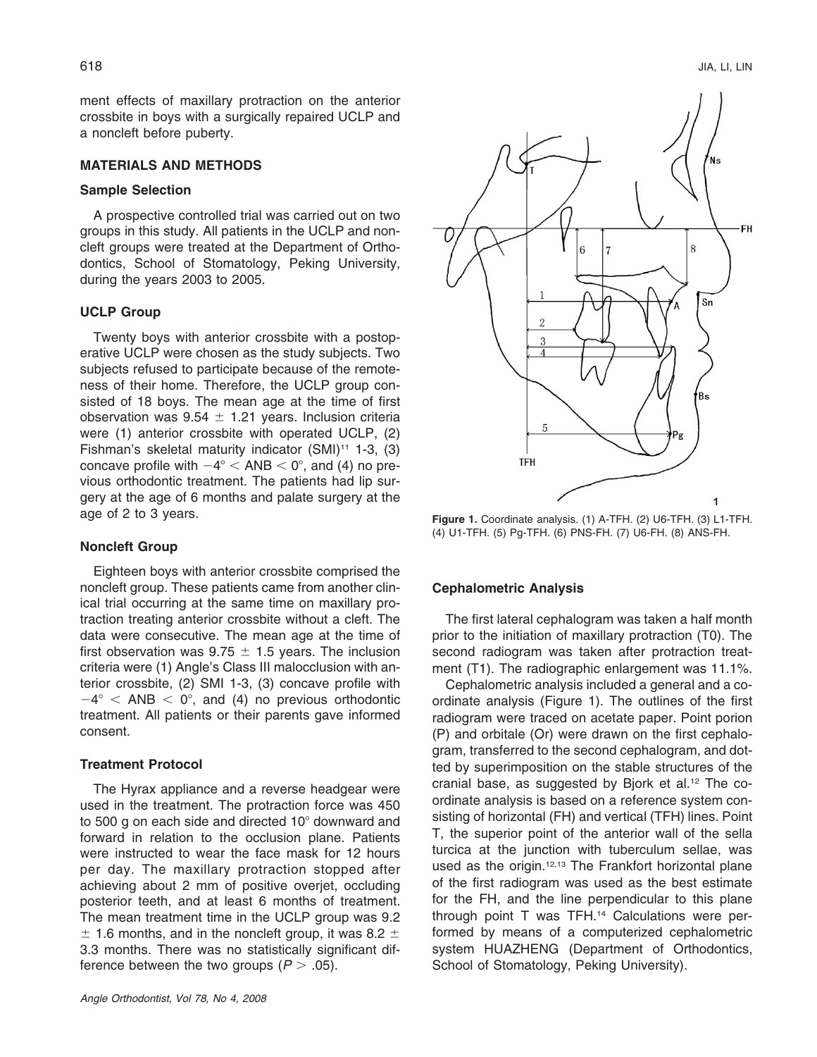ment effects of maxillary protraction on the anterior crossbite in boys with a surgically repaired UCLP and a noncleft before puberty.

## MATERIALS AND METHODS

### Sample Selection

A prospective controlled trial was carried out on two groups in this study. All patients in the UCLP and noncleft groups were treated at the Department of Orthodontics, School of Stomatology, Peking University, during the years 2003 to 2005.

### UCLP Group

Twenty boys with anterior crossbite with a postoperative UCLP were chosen as the study subjects. Two subjects refused to participate because of the remoteness of their home. Therefore, the UCLP group consisted of 18 boys. The mean age at the time of first observation was 9.54 ± 1.21 years. Inclusion criteria were (1) anterior crossbite with operated UCLP, (2) Fishman's skeletal maturity indicator (SMI)[11] 1-3, (3) concave profile with $-4° <$ ANB $< 0°$, and (4) no previous orthodontic treatment. The patients had lip surgery at the age of 6 months and palate surgery at the age of 2 to 3 years.

### Noncleft Group

Eighteen boys with anterior crossbite comprised the noncleft group. These patients came from another clinical trial occurring at the same time on maxillary protraction treating anterior crossbite without a cleft. The data were consecutive. The mean age at the time of first observation was 9.75 ± 1.5 years. The inclusion criteria were (1) Angle's Class III malocclusion with anterior crossbite, (2) SMI 1-3, (3) concave profile with $-4° <$ ANB $< 0°$, and (4) no previous orthodontic treatment. All patients or their parents gave informed consent.

### Treatment Protocol

The Hyrax appliance and a reverse headgear were used in the treatment. The protraction force was 450 to 500 g on each side and directed 10° downward and forward in relation to the occlusion plane. Patients were instructed to wear the face mask for 12 hours per day. The maxillary protraction stopped after achieving about 2 mm of positive overjet, occluding posterior teeth, and at least 6 months of treatment. The mean treatment time in the UCLP group was 9.2 ± 1.6 months, and in the noncleft group, it was 8.2 ± 3.3 months. There was no statistically significant difference between the two groups ($P > .05$).

**Figure 1.** Coordinate analysis. (1) A-TFH. (2) U6-TFH. (3) L1-TFH. (4) U1-TFH. (5) Pg-TFH. (6) PNS-FH. (7) U6-FH. (8) ANS-FH.

### Cephalometric Analysis

The first lateral cephalogram was taken a half month prior to the initiation of maxillary protraction (T0). The second radiogram was taken after protraction treatment (T1). The radiographic enlargement was 11.1%.

Cephalometric analysis included a general and a coordinate analysis (Figure 1). The outlines of the first radiogram were traced on acetate paper. Point porion (P) and orbitale (Or) were drawn on the first cephalogram, transferred to the second cephalogram, and dotted by superimposition on the stable structures of the cranial base, as suggested by Bjork et al.[12] The coordinate analysis is based on a reference system consisting of horizontal (FH) and vertical (TFH) lines. Point T, the superior point of the anterior wall of the sella turcica at the junction with tuberculum sellae, was used as the origin.[12,13] The Frankfort horizontal plane of the first radiogram was used as the best estimate for the FH, and the line perpendicular to this plane through point T was TFH.[14] Calculations were performed by means of a computerized cephalometric system HUAZHENG (Department of Orthodontics, School of Stomatology, Peking University).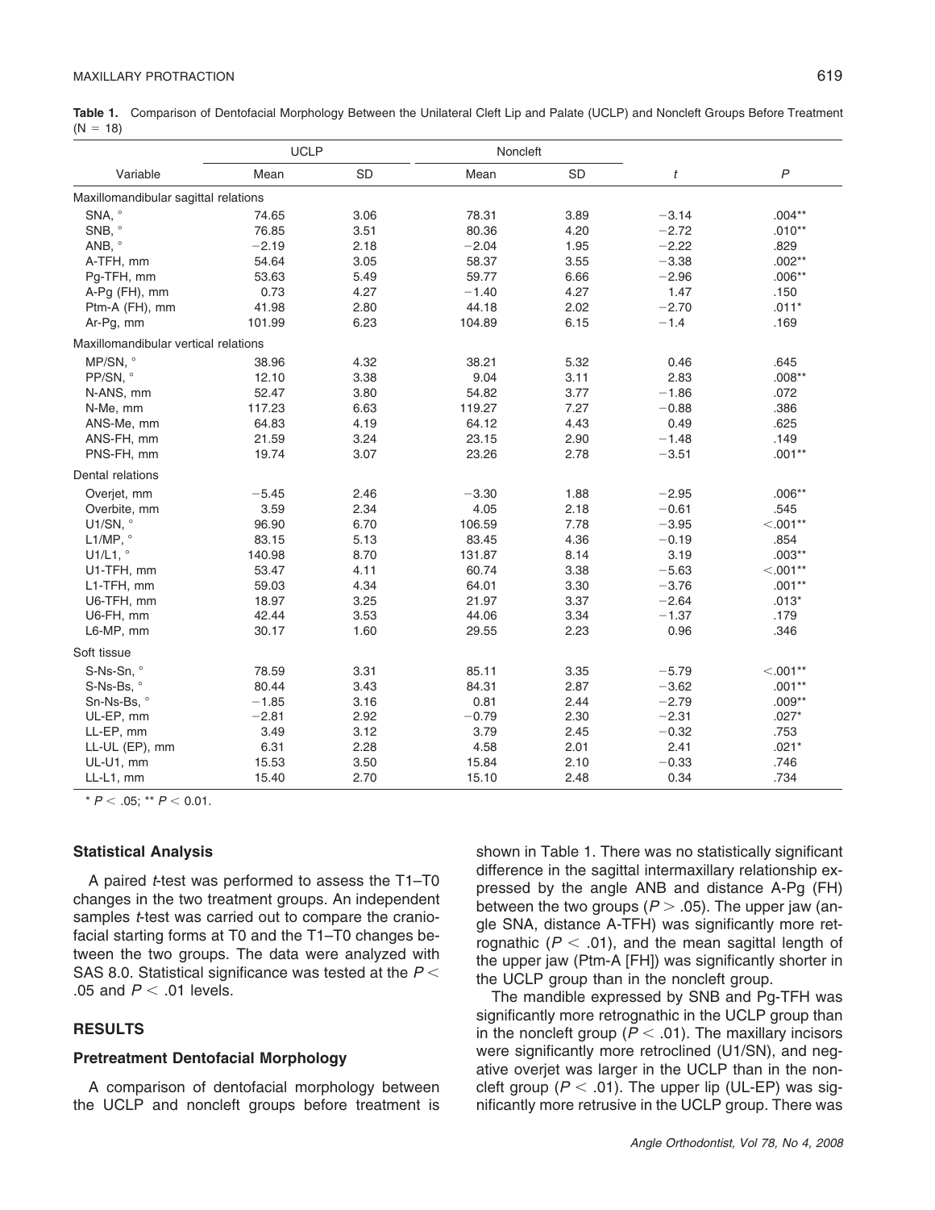**Table 1.** Comparison of Dentofacial Morphology Between the Unilateral Cleft Lip and Palate (UCLP) and Noncleft Groups Before Treatment (N = 18)

| Variable | UCLP | | Noncleft | | | |
|---|---|---|---|---|---|---|
| | Mean | SD | Mean | SD | $t$ | $P$ |
| **Maxillomandibular sagittal relations** | | | | | | |
| SNA, ° | 74.65 | 3.06 | 78.31 | 3.89 | −3.14 | .004** |
| SNB, ° | 76.85 | 3.51 | 80.36 | 4.20 | −2.72 | .010** |
| ANB, ° | −2.19 | 2.18 | −2.04 | 1.95 | −2.22 | .829 |
| A-TFH, mm | 54.64 | 3.05 | 58.37 | 3.55 | −3.38 | .002** |
| Pg-TFH, mm | 53.63 | 5.49 | 59.77 | 6.66 | −2.96 | .006** |
| A-Pg (FH), mm | 0.73 | 4.27 | −1.40 | 4.27 | 1.47 | .150 |
| Ptm-A (FH), mm | 41.98 | 2.80 | 44.18 | 2.02 | −2.70 | .011* |
| Ar-Pg, mm | 101.99 | 6.23 | 104.89 | 6.15 | −1.4 | .169 |
| **Maxillomandibular vertical relations** | | | | | | |
| MP/SN, ° | 38.96 | 4.32 | 38.21 | 5.32 | 0.46 | .645 |
| PP/SN, ° | 12.10 | 3.38 | 9.04 | 3.11 | 2.83 | .008** |
| N-ANS, mm | 52.47 | 3.80 | 54.82 | 3.77 | −1.86 | .072 |
| N-Me, mm | 117.23 | 6.63 | 119.27 | 7.27 | −0.88 | .386 |
| ANS-Me, mm | 64.83 | 4.19 | 64.12 | 4.43 | 0.49 | .625 |
| ANS-FH, mm | 21.59 | 3.24 | 23.15 | 2.90 | −1.48 | .149 |
| PNS-FH, mm | 19.74 | 3.07 | 23.26 | 2.78 | −3.51 | .001** |
| **Dental relations** | | | | | | |
| Overjet, mm | −5.45 | 2.46 | −3.30 | 1.88 | −2.95 | .006** |
| Overbite, mm | 3.59 | 2.34 | 4.05 | 2.18 | −0.61 | .545 |
| U1/SN, ° | 96.90 | 6.70 | 106.59 | 7.78 | −3.95 | <.001** |
| L1/MP, ° | 83.15 | 5.13 | 83.45 | 4.36 | −0.19 | .854 |
| U1/L1, ° | 140.98 | 8.70 | 131.87 | 8.14 | 3.19 | .003** |
| U1-TFH, mm | 53.47 | 4.11 | 60.74 | 3.38 | −5.63 | <.001** |
| L1-TFH, mm | 59.03 | 4.34 | 64.01 | 3.30 | −3.76 | .001** |
| U6-TFH, mm | 18.97 | 3.25 | 21.97 | 3.37 | −2.64 | .013* |
| U6-FH, mm | 42.44 | 3.53 | 44.06 | 3.34 | −1.37 | .179 |
| L6-MP, mm | 30.17 | 1.60 | 29.55 | 2.23 | 0.96 | .346 |
| **Soft tissue** | | | | | | |
| S-Ns-Sn, ° | 78.59 | 3.31 | 85.11 | 3.35 | −5.79 | <.001** |
| S-Ns-Bs, ° | 80.44 | 3.43 | 84.31 | 2.87 | −3.62 | .001** |
| Sn-Ns-Bs, ° | −1.85 | 3.16 | 0.81 | 2.44 | −2.79 | .009** |
| UL-EP, mm | −2.81 | 2.92 | −0.79 | 2.30 | −2.31 | .027* |
| LL-EP, mm | 3.49 | 3.12 | 3.79 | 2.45 | −0.32 | .753 |
| LL-UL (EP), mm | 6.31 | 2.28 | 4.58 | 2.01 | 2.41 | .021* |
| UL-U1, mm | 15.53 | 3.50 | 15.84 | 2.10 | −0.33 | .746 |
| LL-L1, mm | 15.40 | 2.70 | 15.10 | 2.48 | 0.34 | .734 |

* $P < .05$; ** $P < 0.01$.

### Statistical Analysis

A paired *t*-test was performed to assess the T1–T0 changes in the two treatment groups. An independent samples *t*-test was carried out to compare the craniofacial starting forms at T0 and the T1–T0 changes between the two groups. The data were analyzed with SAS 8.0. Statistical significance was tested at the $P <$ .05 and $P < .01$ levels.

## RESULTS

### Pretreatment Dentofacial Morphology

A comparison of dentofacial morphology between the UCLP and noncleft groups before treatment is shown in Table 1. There was no statistically significant difference in the sagittal intermaxillary relationship expressed by the angle ANB and distance A-Pg (FH) between the two groups ($P > .05$). The upper jaw (angle SNA, distance A-TFH) was significantly more retrognathic ($P < .01$), and the mean sagittal length of the upper jaw (Ptm-A [FH]) was significantly shorter in the UCLP group than in the noncleft group.

The mandible expressed by SNB and Pg-TFH was significantly more retrognathic in the UCLP group than in the noncleft group ($P < .01$). The maxillary incisors were significantly more retroclined (U1/SN), and negative overjet was larger in the UCLP than in the noncleft group ($P < .01$). The upper lip (UL-EP) was significantly more retrusive in the UCLP group. There was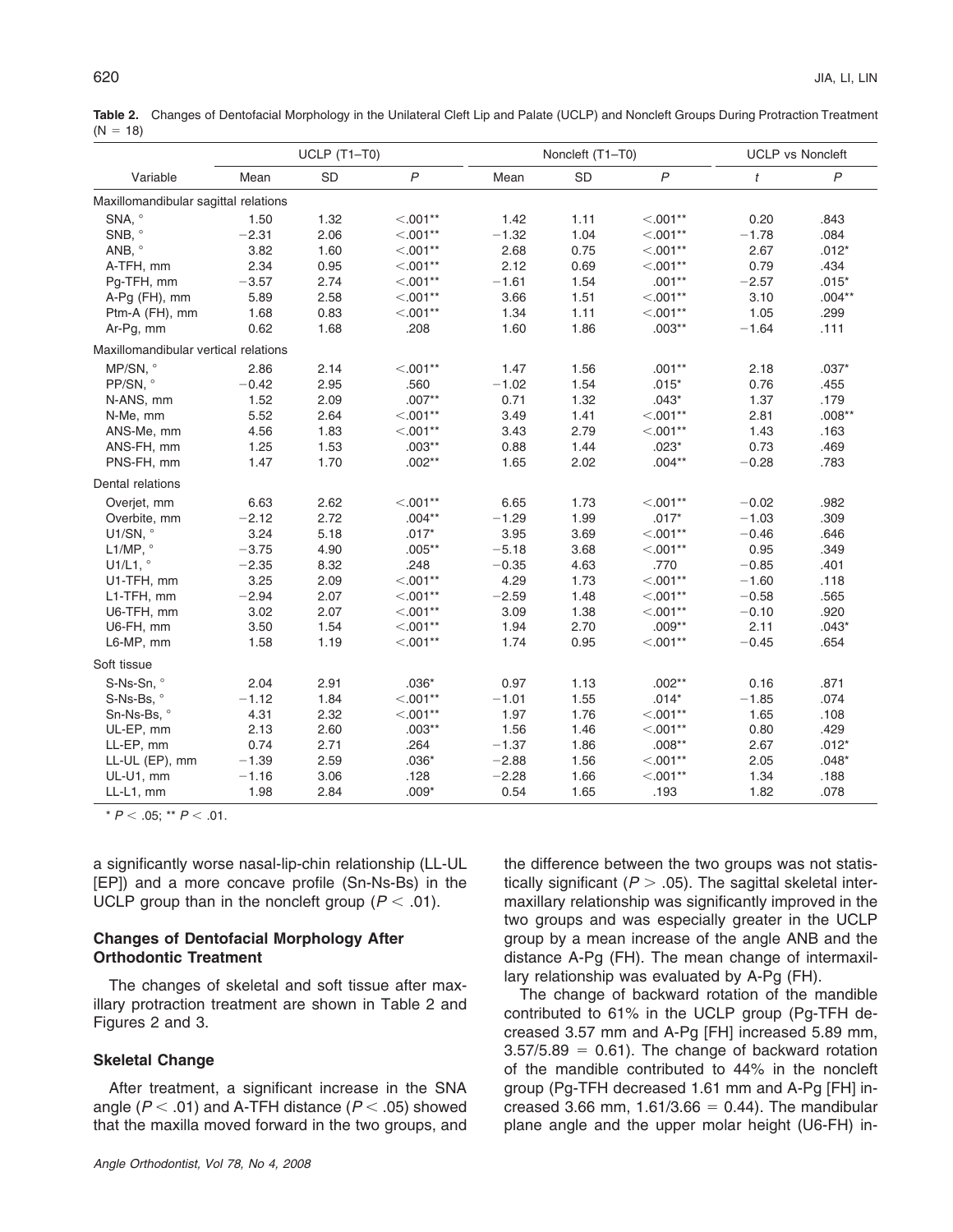**Table 2.** Changes of Dentofacial Morphology in the Unilateral Cleft Lip and Palate (UCLP) and Noncleft Groups During Protraction Treatment (N = 18)

| Variable | UCLP (T1–T0) | | | Noncleft (T1–T0) | | | UCLP vs Noncleft | |
|---|---|---|---|---|---|---|---|---|
| | Mean | SD | *P* | Mean | SD | *P* | *t* | *P* |
| Maxillomandibular sagittal relations | | | | | | | | |
| SNA, ° | 1.50 | 1.32 | <.001** | 1.42 | 1.11 | <.001** | 0.20 | .843 |
| SNB, ° | −2.31 | 2.06 | <.001** | −1.32 | 1.04 | <.001** | −1.78 | .084 |
| ANB, ° | 3.82 | 1.60 | <.001** | 2.68 | 0.75 | <.001** | 2.67 | .012* |
| A-TFH, mm | 2.34 | 0.95 | <.001** | 2.12 | 0.69 | <.001** | 0.79 | .434 |
| Pg-TFH, mm | −3.57 | 2.74 | <.001** | −1.61 | 1.54 | .001** | −2.57 | .015* |
| A-Pg (FH), mm | 5.89 | 2.58 | <.001** | 3.66 | 1.51 | <.001** | 3.10 | .004** |
| Ptm-A (FH), mm | 1.68 | 0.83 | <.001** | 1.34 | 1.11 | <.001** | 1.05 | .299 |
| Ar-Pg, mm | 0.62 | 1.68 | .208 | 1.60 | 1.86 | .003** | −1.64 | .111 |
| Maxillomandibular vertical relations | | | | | | | | |
| MP/SN, ° | 2.86 | 2.14 | <.001** | 1.47 | 1.56 | .001** | 2.18 | .037* |
| PP/SN, ° | −0.42 | 2.95 | .560 | −1.02 | 1.54 | .015* | 0.76 | .455 |
| N-ANS, mm | 1.52 | 2.09 | .007** | 0.71 | 1.32 | .043* | 1.37 | .179 |
| N-Me, mm | 5.52 | 2.64 | <.001** | 3.49 | 1.41 | <.001** | 2.81 | .008** |
| ANS-Me, mm | 4.56 | 1.83 | <.001** | 3.43 | 2.79 | <.001** | 1.43 | .163 |
| ANS-FH, mm | 1.25 | 1.53 | .003** | 0.88 | 1.44 | .023* | 0.73 | .469 |
| PNS-FH, mm | 1.47 | 1.70 | .002** | 1.65 | 2.02 | .004** | −0.28 | .783 |
| Dental relations | | | | | | | | |
| Overjet, mm | 6.63 | 2.62 | <.001** | 6.65 | 1.73 | <.001** | −0.02 | .982 |
| Overbite, mm | −2.12 | 2.72 | .004** | −1.29 | 1.99 | .017* | −1.03 | .309 |
| U1/SN, ° | 3.24 | 5.18 | .017* | 3.95 | 3.69 | <.001** | −0.46 | .646 |
| L1/MP, ° | −3.75 | 4.90 | .005** | −5.18 | 3.68 | <.001** | 0.95 | .349 |
| U1/L1, ° | −2.35 | 8.32 | .248 | −0.35 | 4.63 | .770 | −0.85 | .401 |
| U1-TFH, mm | 3.25 | 2.09 | <.001** | 4.29 | 1.73 | <.001** | −1.60 | .118 |
| L1-TFH, mm | −2.94 | 2.07 | <.001** | −2.59 | 1.48 | <.001** | −0.58 | .565 |
| U6-TFH, mm | 3.02 | 2.07 | <.001** | 3.09 | 1.38 | <.001** | −0.10 | .920 |
| U6-FH, mm | 3.50 | 1.54 | <.001** | 1.94 | 2.70 | .009** | 2.11 | .043* |
| L6-MP, mm | 1.58 | 1.19 | <.001** | 1.74 | 0.95 | <.001** | −0.45 | .654 |
| Soft tissue | | | | | | | | |
| S-Ns-Sn, ° | 2.04 | 2.91 | .036* | 0.97 | 1.13 | .002** | 0.16 | .871 |
| S-Ns-Bs, ° | −1.12 | 1.84 | <.001** | −1.01 | 1.55 | .014* | −1.85 | .074 |
| Sn-Ns-Bs, ° | 4.31 | 2.32 | <.001** | 1.97 | 1.76 | <.001** | 1.65 | .108 |
| UL-EP, mm | 2.13 | 2.60 | .003** | 1.56 | 1.46 | <.001** | 0.80 | .429 |
| LL-EP, mm | 0.74 | 2.71 | .264 | −1.37 | 1.86 | .008** | 2.67 | .012* |
| LL-UL (EP), mm | −1.39 | 2.59 | .036* | −2.88 | 1.56 | <.001** | 2.05 | .048* |
| UL-U1, mm | −1.16 | 3.06 | .128 | −2.28 | 1.66 | <.001** | 1.34 | .188 |
| LL-L1, mm | 1.98 | 2.84 | .009* | 0.54 | 1.65 | .193 | 1.82 | .078 |

* $P < .05$; ** $P < .01$.

a significantly worse nasal-lip-chin relationship (LL-UL [EP]) and a more concave profile (Sn-Ns-Bs) in the UCLP group than in the noncleft group ($P < .01$).

### Changes of Dentofacial Morphology After Orthodontic Treatment

The changes of skeletal and soft tissue after maxillary protraction treatment are shown in Table 2 and Figures 2 and 3.

### Skeletal Change

After treatment, a significant increase in the SNA angle ($P < .01$) and A-TFH distance ($P < .05$) showed that the maxilla moved forward in the two groups, and the difference between the two groups was not statistically significant ($P > .05$). The sagittal skeletal intermaxillary relationship was significantly improved in the two groups and was especially greater in the UCLP group by a mean increase of the angle ANB and the distance A-Pg (FH). The mean change of intermaxillary relationship was evaluated by A-Pg (FH).

The change of backward rotation of the mandible contributed to 61% in the UCLP group (Pg-TFH decreased 3.57 mm and A-Pg [FH] increased 5.89 mm, $3.57/5.89 = 0.61$). The change of backward rotation of the mandible contributed to 44% in the noncleft group (Pg-TFH decreased 1.61 mm and A-Pg [FH] increased 3.66 mm, $1.61/3.66 = 0.44$). The mandibular plane angle and the upper molar height (U6-FH) in-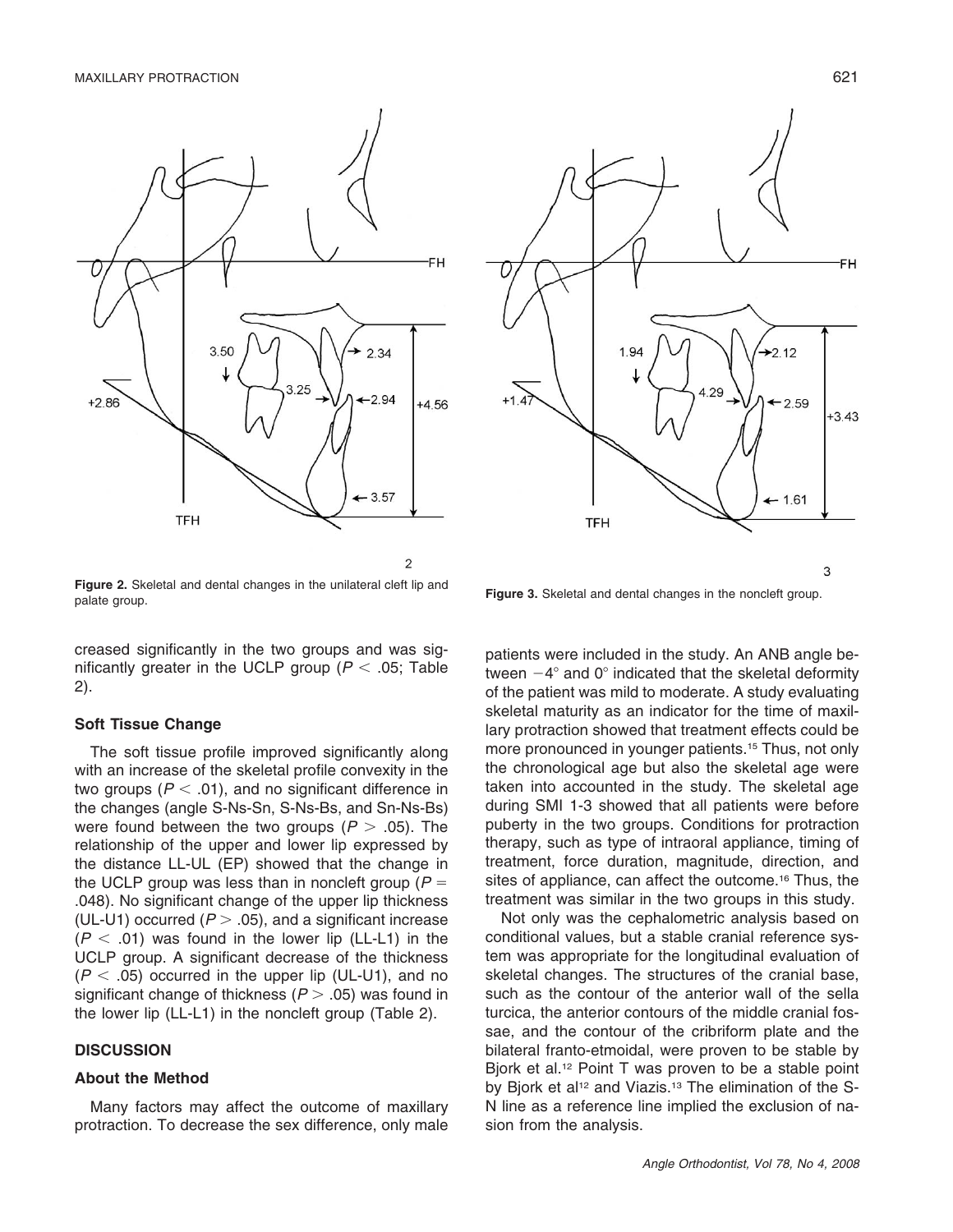**Figure 2.** Skeletal and dental changes in the unilateral cleft lip and palate group.

**Figure 3.** Skeletal and dental changes in the noncleft group.

creased significantly in the two groups and was significantly greater in the UCLP group ($P < .05$; Table 2).

### Soft Tissue Change

The soft tissue profile improved significantly along with an increase of the skeletal profile convexity in the two groups ($P < .01$), and no significant difference in the changes (angle S-Ns-Sn, S-Ns-Bs, and Sn-Ns-Bs) were found between the two groups ($P > .05$). The relationship of the upper and lower lip expressed by the distance LL-UL (EP) showed that the change in the UCLP group was less than in noncleft group ($P = .048$). No significant change of the upper lip thickness (UL-U1) occurred ($P > .05$), and a significant increase ($P < .01$) was found in the lower lip (LL-L1) in the UCLP group. A significant decrease of the thickness ($P < .05$) occurred in the upper lip (UL-U1), and no significant change of thickness ($P > .05$) was found in the lower lip (LL-L1) in the noncleft group (Table 2).

## DISCUSSION

### About the Method

Many factors may affect the outcome of maxillary protraction. To decrease the sex difference, only male patients were included in the study. An ANB angle between $-4°$ and $0°$ indicated that the skeletal deformity of the patient was mild to moderate. A study evaluating skeletal maturity as an indicator for the time of maxillary protraction showed that treatment effects could be more pronounced in younger patients.[15] Thus, not only the chronological age but also the skeletal age were taken into accounted in the study. The skeletal age during SMI 1-3 showed that all patients were before puberty in the two groups. Conditions for protraction therapy, such as type of intraoral appliance, timing of treatment, force duration, magnitude, direction, and sites of appliance, can affect the outcome.[16] Thus, the treatment was similar in the two groups in this study.

Not only was the cephalometric analysis based on conditional values, but a stable cranial reference system was appropriate for the longitudinal evaluation of skeletal changes. The structures of the cranial base, such as the contour of the anterior wall of the sella turcica, the anterior contours of the middle cranial fossae, and the contour of the cribriform plate and the bilateral franto-etmoidal, were proven to be stable by Bjork et al.[12] Point T was proven to be a stable point by Bjork et al[12] and Viazis.[13] The elimination of the S-N line as a reference line implied the exclusion of nasion from the analysis.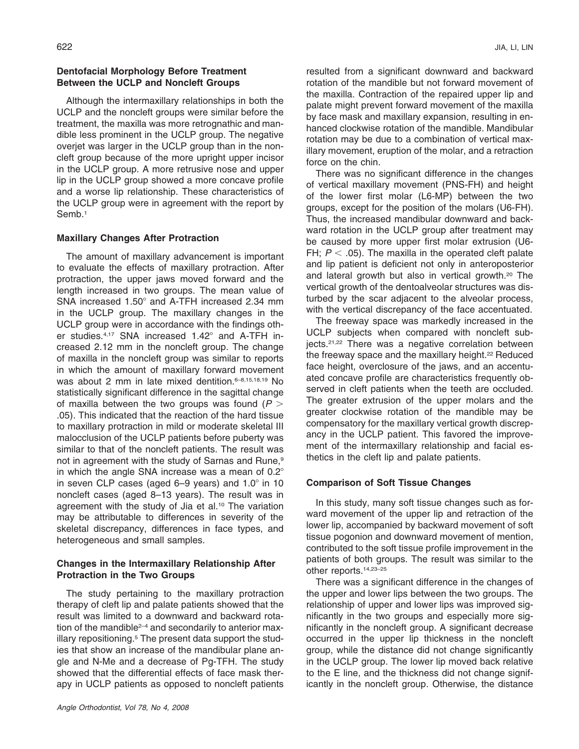## Dentofacial Morphology Before Treatment Between the UCLP and Noncleft Groups

Although the intermaxillary relationships in both the UCLP and the noncleft groups were similar before the treatment, the maxilla was more retrognathic and mandible less prominent in the UCLP group. The negative overjet was larger in the UCLP group than in the noncleft group because of the more upright upper incisor in the UCLP group. A more retrusive nose and upper lip in the UCLP group showed a more concave profile and a worse lip relationship. These characteristics of the UCLP group were in agreement with the report by Semb.[1]

## Maxillary Changes After Protraction

The amount of maxillary advancement is important to evaluate the effects of maxillary protraction. After protraction, the upper jaws moved forward and the length increased in two groups. The mean value of SNA increased 1.50° and A-TFH increased 2.34 mm in the UCLP group. The maxillary changes in the UCLP group were in accordance with the findings other studies.[4,17] SNA increased 1.42° and A-TFH increased 2.12 mm in the noncleft group. The change of maxilla in the noncleft group was similar to reports in which the amount of maxillary forward movement was about 2 mm in late mixed dentition.[6–8,15,18,19] No statistically significant difference in the sagittal change of maxilla between the two groups was found ($P >$ .05). This indicated that the reaction of the hard tissue to maxillary protraction in mild or moderate skeletal III malocclusion of the UCLP patients before puberty was similar to that of the noncleft patients. The result was not in agreement with the study of Sarnas and Rune,[9] in which the angle SNA increase was a mean of 0.2° in seven CLP cases (aged 6–9 years) and 1.0° in 10 noncleft cases (aged 8–13 years). The result was in agreement with the study of Jia et al.[10] The variation may be attributable to differences in severity of the skeletal discrepancy, differences in face types, and heterogeneous and small samples.

## Changes in the Intermaxillary Relationship After Protraction in the Two Groups

The study pertaining to the maxillary protraction therapy of cleft lip and palate patients showed that the result was limited to a downward and backward rotation of the mandible[2–4] and secondarily to anterior maxillary repositioning.[5] The present data support the studies that show an increase of the mandibular plane angle and N-Me and a decrease of Pg-TFH. The study showed that the differential effects of face mask therapy in UCLP patients as opposed to noncleft patients resulted from a significant downward and backward rotation of the mandible but not forward movement of the maxilla. Contraction of the repaired upper lip and palate might prevent forward movement of the maxilla by face mask and maxillary expansion, resulting in enhanced clockwise rotation of the mandible. Mandibular rotation may be due to a combination of vertical maxillary movement, eruption of the molar, and a retraction force on the chin.

There was no significant difference in the changes of vertical maxillary movement (PNS-FH) and height of the lower first molar (L6-MP) between the two groups, except for the position of the molars (U6-FH). Thus, the increased mandibular downward and backward rotation in the UCLP group after treatment may be caused by more upper first molar extrusion (U6-FH; $P < .05$). The maxilla in the operated cleft palate and lip patient is deficient not only in anteroposterior and lateral growth but also in vertical growth.[20] The vertical growth of the dentoalveolar structures was disturbed by the scar adjacent to the alveolar process, with the vertical discrepancy of the face accentuated.

The freeway space was markedly increased in the UCLP subjects when compared with noncleft subjects.[21,22] There was a negative correlation between the freeway space and the maxillary height.[22] Reduced face height, overclosure of the jaws, and an accentuated concave profile are characteristics frequently observed in cleft patients when the teeth are occluded. The greater extrusion of the upper molars and the greater clockwise rotation of the mandible may be compensatory for the maxillary vertical growth discrepancy in the UCLP patient. This favored the improvement of the intermaxillary relationship and facial esthetics in the cleft lip and palate patients.

## Comparison of Soft Tissue Changes

In this study, many soft tissue changes such as forward movement of the upper lip and retraction of the lower lip, accompanied by backward movement of soft tissue pogonion and downward movement of mention, contributed to the soft tissue profile improvement in the patients of both groups. The result was similar to the other reports.[14,23–25]

There was a significant difference in the changes of the upper and lower lips between the two groups. The relationship of upper and lower lips was improved significantly in the two groups and especially more significantly in the noncleft group. A significant decrease occurred in the upper lip thickness in the noncleft group, while the distance did not change significantly in the UCLP group. The lower lip moved back relative to the E line, and the thickness did not change significantly in the noncleft group. Otherwise, the distance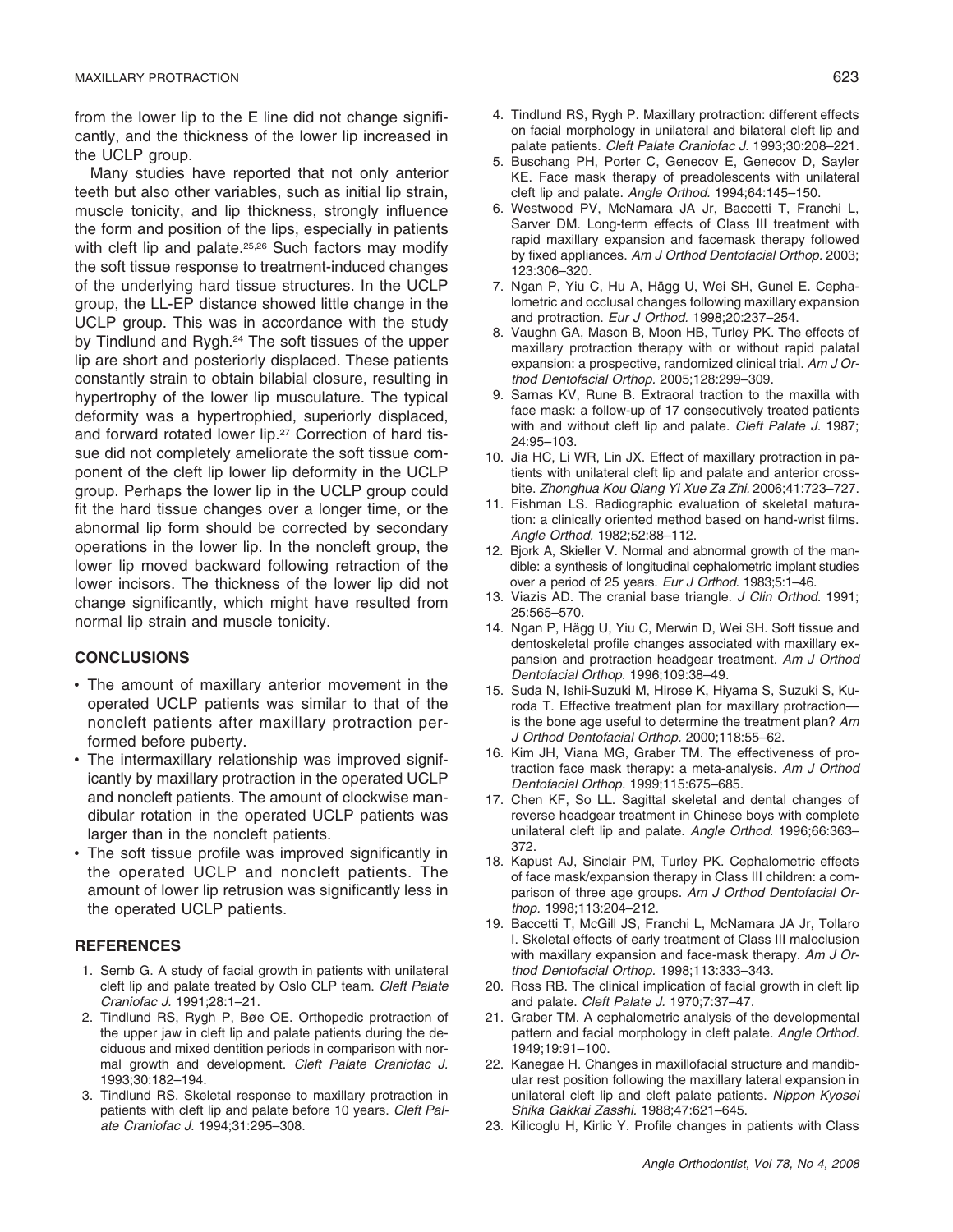from the lower lip to the E line did not change significantly, and the thickness of the lower lip increased in the UCLP group.

Many studies have reported that not only anterior teeth but also other variables, such as initial lip strain, muscle tonicity, and lip thickness, strongly influence the form and position of the lips, especially in patients with cleft lip and palate.[25,26] Such factors may modify the soft tissue response to treatment-induced changes of the underlying hard tissue structures. In the UCLP group, the LL-EP distance showed little change in the UCLP group. This was in accordance with the study by Tindlund and Rygh.[24] The soft tissues of the upper lip are short and posteriorly displaced. These patients constantly strain to obtain bilabial closure, resulting in hypertrophy of the lower lip musculature. The typical deformity was a hypertrophied, superiorly displaced, and forward rotated lower lip.[27] Correction of hard tissue did not completely ameliorate the soft tissue component of the cleft lip lower lip deformity in the UCLP group. Perhaps the lower lip in the UCLP group could fit the hard tissue changes over a longer time, or the abnormal lip form should be corrected by secondary operations in the lower lip. In the noncleft group, the lower lip moved backward following retraction of the lower incisors. The thickness of the lower lip did not change significantly, which might have resulted from normal lip strain and muscle tonicity.

## CONCLUSIONS

- The amount of maxillary anterior movement in the operated UCLP patients was similar to that of the noncleft patients after maxillary protraction performed before puberty.
- The intermaxillary relationship was improved significantly by maxillary protraction in the operated UCLP and noncleft patients. The amount of clockwise mandibular rotation in the operated UCLP patients was larger than in the noncleft patients.
- The soft tissue profile was improved significantly in the operated UCLP and noncleft patients. The amount of lower lip retrusion was significantly less in the operated UCLP patients.

## REFERENCES

1. Semb G. A study of facial growth in patients with unilateral cleft lip and palate treated by Oslo CLP team. *Cleft Palate Craniofac J.* 1991;28:1–21.
2. Tindlund RS, Rygh P, Bøe OE. Orthopedic protraction of the upper jaw in cleft lip and palate patients during the deciduous and mixed dentition periods in comparison with normal growth and development. *Cleft Palate Craniofac J.* 1993;30:182–194.
3. Tindlund RS. Skeletal response to maxillary protraction in patients with cleft lip and palate before 10 years. *Cleft Palate Craniofac J.* 1994;31:295–308.
4. Tindlund RS, Rygh P. Maxillary protraction: different effects on facial morphology in unilateral and bilateral cleft lip and palate patients. *Cleft Palate Craniofac J.* 1993;30:208–221.
5. Buschang PH, Porter C, Genecov E, Genecov D, Sayler KE. Face mask therapy of preadolescents with unilateral cleft lip and palate. *Angle Orthod.* 1994;64:145–150.
6. Westwood PV, McNamara JA Jr, Baccetti T, Franchi L, Sarver DM. Long-term effects of Class III treatment with rapid maxillary expansion and facemask therapy followed by fixed appliances. *Am J Orthod Dentofacial Orthop.* 2003; 123:306–320.
7. Ngan P, Yiu C, Hu A, Hägg U, Wei SH, Gunel E. Cephalometric and occlusal changes following maxillary expansion and protraction. *Eur J Orthod.* 1998;20:237–254.
8. Vaughn GA, Mason B, Moon HB, Turley PK. The effects of maxillary protraction therapy with or without rapid palatal expansion: a prospective, randomized clinical trial. *Am J Orthod Dentofacial Orthop.* 2005;128:299–309.
9. Sarnas KV, Rune B. Extraoral traction to the maxilla with face mask: a follow-up of 17 consecutively treated patients with and without cleft lip and palate. *Cleft Palate J.* 1987; 24:95–103.
10. Jia HC, Li WR, Lin JX. Effect of maxillary protraction in patients with unilateral cleft lip and palate and anterior crossbite. *Zhonghua Kou Qiang Yi Xue Za Zhi.* 2006;41:723–727.
11. Fishman LS. Radiographic evaluation of skeletal maturation: a clinically oriented method based on hand-wrist films. *Angle Orthod.* 1982;52:88–112.
12. Bjork A, Skieller V. Normal and abnormal growth of the mandible: a synthesis of longitudinal cephalometric implant studies over a period of 25 years. *Eur J Orthod.* 1983;5:1–46.
13. Viazis AD. The cranial base triangle. *J Clin Orthod.* 1991; 25:565–570.
14. Ngan P, Hägg U, Yiu C, Merwin D, Wei SH. Soft tissue and dentoskeletal profile changes associated with maxillary expansion and protraction headgear treatment. *Am J Orthod Dentofacial Orthop.* 1996;109:38–49.
15. Suda N, Ishii-Suzuki M, Hirose K, Hiyama S, Suzuki S, Kuroda T. Effective treatment plan for maxillary protraction—is the bone age useful to determine the treatment plan? *Am J Orthod Dentofacial Orthop.* 2000;118:55–62.
16. Kim JH, Viana MG, Graber TM. The effectiveness of protraction face mask therapy: a meta-analysis. *Am J Orthod Dentofacial Orthop.* 1999;115:675–685.
17. Chen KF, So LL. Sagittal skeletal and dental changes of reverse headgear treatment in Chinese boys with complete unilateral cleft lip and palate. *Angle Orthod.* 1996;66:363–372.
18. Kapust AJ, Sinclair PM, Turley PK. Cephalometric effects of face mask/expansion therapy in Class III children: a comparison of three age groups. *Am J Orthod Dentofacial Orthop.* 1998;113:204–212.
19. Baccetti T, McGill JS, Franchi L, McNamara JA Jr, Tollaro I. Skeletal effects of early treatment of Class III malocclusion with maxillary expansion and face-mask therapy. *Am J Orthod Dentofacial Orthop.* 1998;113:333–343.
20. Ross RB. The clinical implication of facial growth in cleft lip and palate. *Cleft Palate J.* 1970;7:37–47.
21. Graber TM. A cephalometric analysis of the developmental pattern and facial morphology in cleft palate. *Angle Orthod.* 1949;19:91–100.
22. Kanegae H. Changes in maxillofacial structure and mandibular rest position following the maxillary lateral expansion in unilateral cleft lip and cleft palate patients. *Nippon Kyosei Shika Gakkai Zasshi.* 1988;47:621–645.
23. Kilicoglu H, Kirlic Y. Profile changes in patients with Class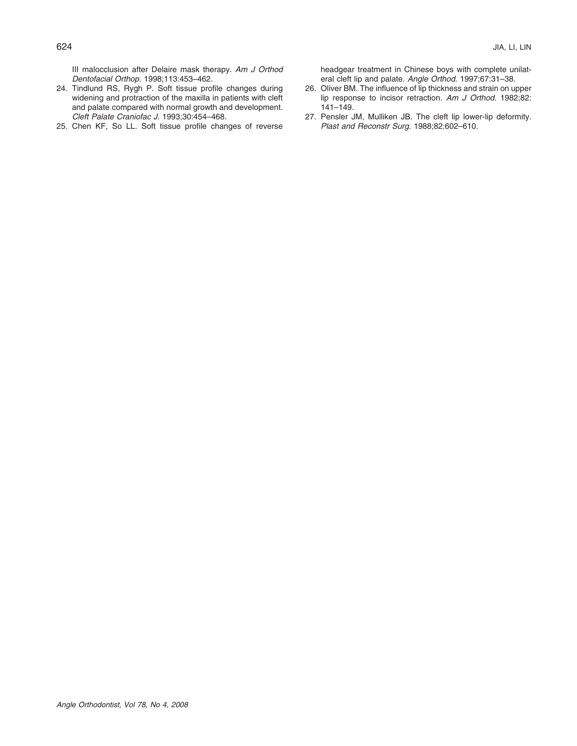III malocclusion after Delaire mask therapy. *Am J Orthod Dentofacial Orthop*. 1998;113:453–462.

24. Tindlund RS, Rygh P. Soft tissue profile changes during widening and protraction of the maxilla in patients with cleft and palate compared with normal growth and development. *Cleft Palate Craniofac J*. 1993;30:454–468.
25. Chen KF, So LL. Soft tissue profile changes of reverse headgear treatment in Chinese boys with complete unilateral cleft lip and palate. *Angle Orthod*. 1997;67:31–38.
26. Oliver BM. The influence of lip thickness and strain on upper lip response to incisor retraction. *Am J Orthod.* 1982;82: 141–149.
27. Pensler JM, Mulliken JB. The cleft lip lower-lip deformity. *Plast and Reconstr Surg*. 1988;82:602–610.